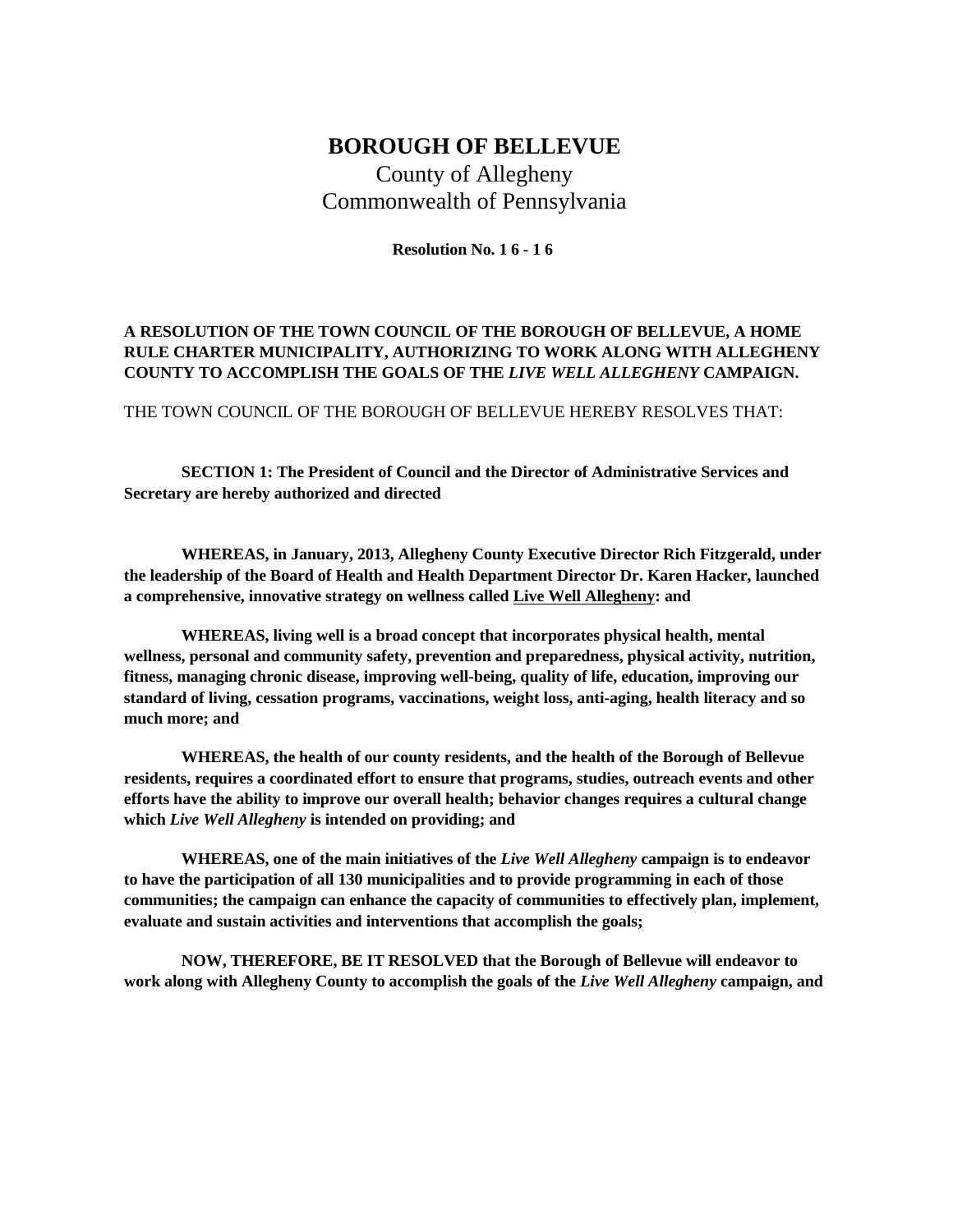# BOROUGH OF BELLEVUE

County of Allegheny
Commonwealth of Pennsylvania

**Resolution No. 1 6 - 1 6**

**A RESOLUTION OF THE TOWN COUNCIL OF THE BOROUGH OF BELLEVUE, A HOME RULE CHARTER MUNICIPALITY, AUTHORIZING TO WORK ALONG WITH ALLEGHENY COUNTY TO ACCOMPLISH THE GOALS OF THE *LIVE WELL ALLEGHENY* CAMPAIGN.**

THE TOWN COUNCIL OF THE BOROUGH OF BELLEVUE HEREBY RESOLVES THAT:

**SECTION 1: The President of Council and the Director of Administrative Services and Secretary are hereby authorized and directed**

**WHEREAS, in January, 2013, Allegheny County Executive Director Rich Fitzgerald, under the leadership of the Board of Health and Health Department Director Dr. Karen Hacker, launched a comprehensive, innovative strategy on wellness called <u>Live Well Allegheny</u>: and**

**WHEREAS, living well is a broad concept that incorporates physical health, mental wellness, personal and community safety, prevention and preparedness, physical activity, nutrition, fitness, managing chronic disease, improving well-being, quality of life, education, improving our standard of living, cessation programs, vaccinations, weight loss, anti-aging, health literacy and so much more; and**

**WHEREAS, the health of our county residents, and the health of the Borough of Bellevue residents, requires a coordinated effort to ensure that programs, studies, outreach events and other efforts have the ability to improve our overall health; behavior changes requires a cultural change which *Live Well Allegheny* is intended on providing; and**

**WHEREAS, one of the main initiatives of the *Live Well Allegheny* campaign is to endeavor to have the participation of all 130 municipalities and to provide programming in each of those communities; the campaign can enhance the capacity of communities to effectively plan, implement, evaluate and sustain activities and interventions that accomplish the goals;**

**NOW, THEREFORE, BE IT RESOLVED that the Borough of Bellevue will endeavor to work along with Allegheny County to accomplish the goals of the *Live Well Allegheny* campaign, and**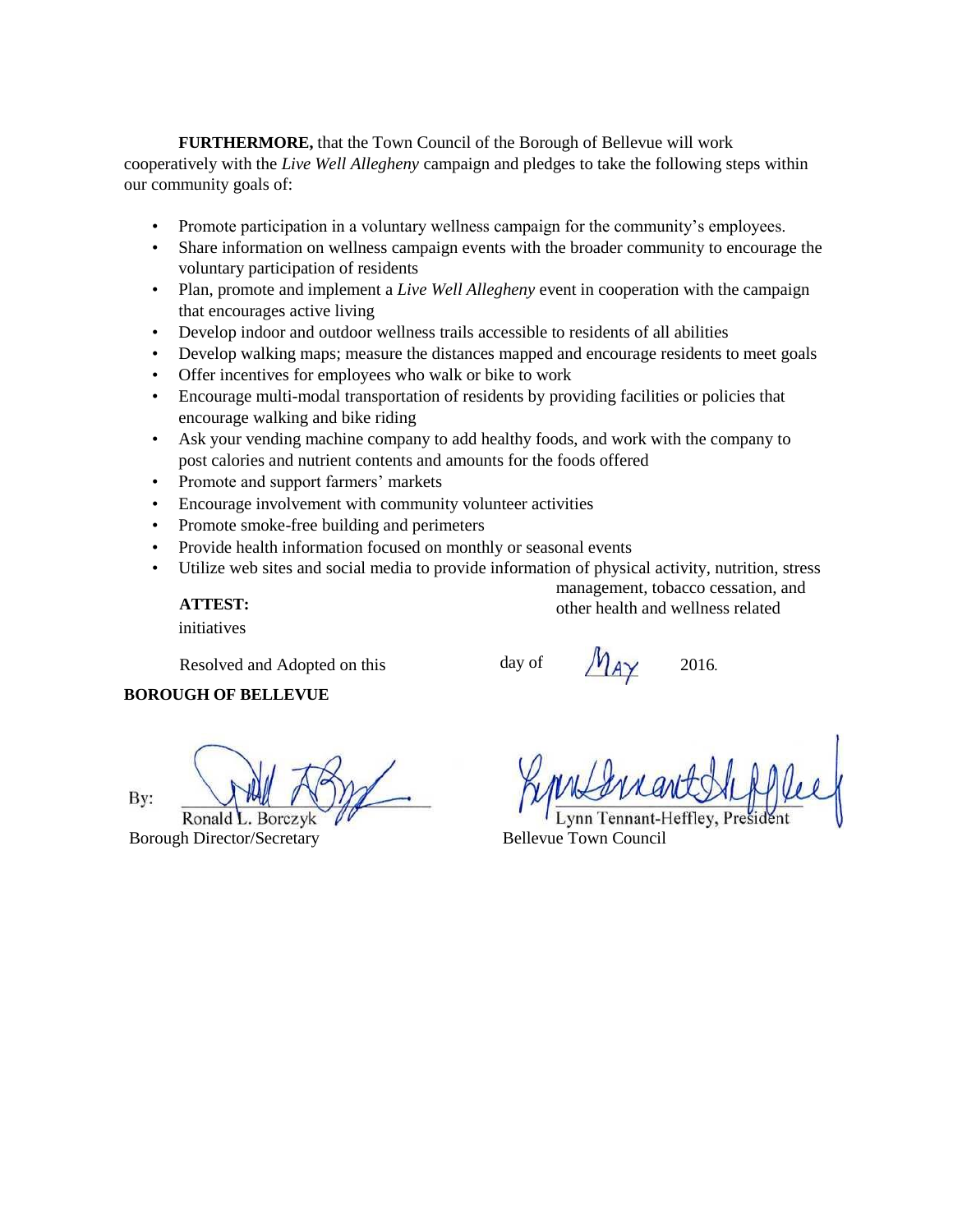**FURTHERMORE,** that the Town Council of the Borough of Bellevue will work cooperatively with the *Live Well Allegheny* campaign and pledges to take the following steps within our community goals of:

- Promote participation in a voluntary wellness campaign for the community's employees.
- Share information on wellness campaign events with the broader community to encourage the voluntary participation of residents
- Plan, promote and implement a *Live Well Allegheny* event in cooperation with the campaign that encourages active living
- Develop indoor and outdoor wellness trails accessible to residents of all abilities
- Develop walking maps; measure the distances mapped and encourage residents to meet goals
- Offer incentives for employees who walk or bike to work
- Encourage multi-modal transportation of residents by providing facilities or policies that encourage walking and bike riding
- Ask your vending machine company to add healthy foods, and work with the company to post calories and nutrient contents and amounts for the foods offered
- Promote and support farmers' markets
- Encourage involvement with community volunteer activities
- Promote smoke-free building and perimeters
- Provide health information focused on monthly or seasonal events
- Utilize web sites and social media to provide information of physical activity, nutrition, stress management, tobacco cessation, and other health and wellness related initiatives

Resolved and Adopted on this day of MAY 2016.

**ATTEST:**

**BOROUGH OF BELLEVUE**

By: Ronald L. Borczyk
Borough Director/Secretary

Lynn Tennant-Heffley, President
Bellevue Town Council